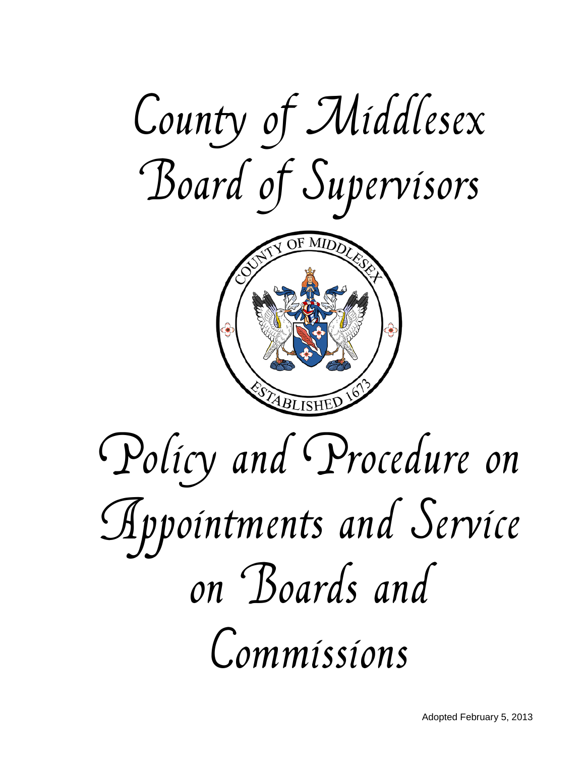# County of Middlesex Board of Supervisors

# Policy and Procedure on Appointments and Service on Boards and Commissions

Adopted February 5, 2013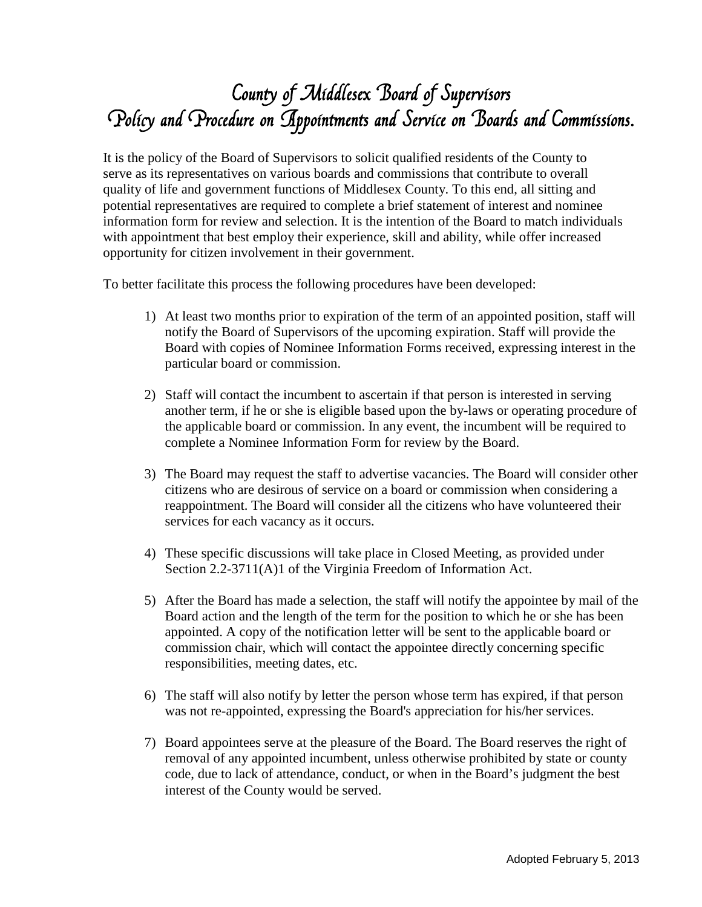# County of Middlesex Board of Supervisors
# Policy and Procedure on Appointments and Service on Boards and Commissions.

It is the policy of the Board of Supervisors to solicit qualified residents of the County to serve as its representatives on various boards and commissions that contribute to overall quality of life and government functions of Middlesex County. To this end, all sitting and potential representatives are required to complete a brief statement of interest and nominee information form for review and selection. It is the intention of the Board to match individuals with appointment that best employ their experience, skill and ability, while offer increased opportunity for citizen involvement in their government.

To better facilitate this process the following procedures have been developed:

1) At least two months prior to expiration of the term of an appointed position, staff will notify the Board of Supervisors of the upcoming expiration. Staff will provide the Board with copies of Nominee Information Forms received, expressing interest in the particular board or commission.

2) Staff will contact the incumbent to ascertain if that person is interested in serving another term, if he or she is eligible based upon the by-laws or operating procedure of the applicable board or commission. In any event, the incumbent will be required to complete a Nominee Information Form for review by the Board.

3) The Board may request the staff to advertise vacancies. The Board will consider other citizens who are desirous of service on a board or commission when considering a reappointment. The Board will consider all the citizens who have volunteered their services for each vacancy as it occurs.

4) These specific discussions will take place in Closed Meeting, as provided under Section 2.2-3711(A)1 of the Virginia Freedom of Information Act.

5) After the Board has made a selection, the staff will notify the appointee by mail of the Board action and the length of the term for the position to which he or she has been appointed. A copy of the notification letter will be sent to the applicable board or commission chair, which will contact the appointee directly concerning specific responsibilities, meeting dates, etc.

6) The staff will also notify by letter the person whose term has expired, if that person was not re-appointed, expressing the Board's appreciation for his/her services.

7) Board appointees serve at the pleasure of the Board. The Board reserves the right of removal of any appointed incumbent, unless otherwise prohibited by state or county code, due to lack of attendance, conduct, or when in the Board's judgment the best interest of the County would be served.

Adopted February 5, 2013